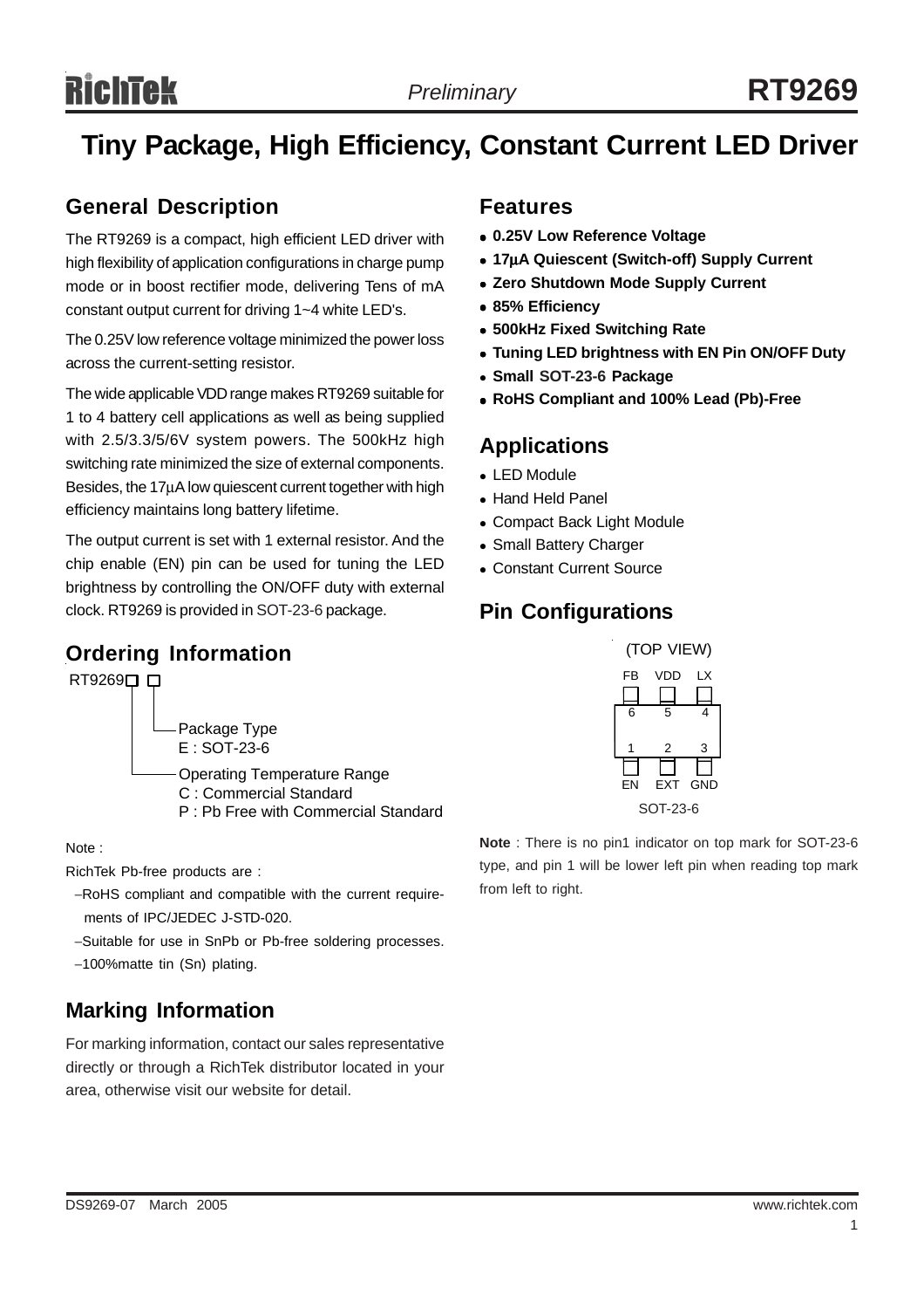# RT9269

*Preliminary*

# Tiny Package, High Efficiency, Constant Current LED Driver

## General Description

The RT9269 is a compact, high efficient LED driver with high flexibility of application configurations in charge pump mode or in boost rectifier mode, delivering Tens of mA constant output current for driving 1~4 white LED's.

The 0.25V low reference voltage minimized the power loss across the current-setting resistor.

The wide applicable VDD range makes RT9269 suitable for 1 to 4 battery cell applications as well as being supplied with 2.5/3.3/5/6V system powers. The 500kHz high switching rate minimized the size of external components. Besides, the 17μA low quiescent current together with high efficiency maintains long battery lifetime.

The output current is set with 1 external resistor. And the chip enable (EN) pin can be used for tuning the LED brightness by controlling the ON/OFF duty with external clock. RT9269 is provided in SOT-23-6 package.

## Ordering Information

RT9269□ □

- Package Type
  - E : SOT-23-6
- Operating Temperature Range
  - C : Commercial Standard
  - P : Pb Free with Commercial Standard

Note :

RichTek Pb-free products are :

- −RoHS compliant and compatible with the current requirements of IPC/JEDEC J-STD-020.
- −Suitable for use in SnPb or Pb-free soldering processes.
- −100%matte tin (Sn) plating.

## Marking Information

For marking information, contact our sales representative directly or through a RichTek distributor located in your area, otherwise visit our website for detail.

## Features

- **0.25V Low Reference Voltage**
- **17μA Quiescent (Switch-off) Supply Current**
- **Zero Shutdown Mode Supply Current**
- **85% Efficiency**
- **500kHz Fixed Switching Rate**
- **Tuning LED brightness with EN Pin ON/OFF Duty**
- **Small SOT-23-6 Package**
- **RoHS Compliant and 100% Lead (Pb)-Free**

## Applications

- LED Module
- Hand Held Panel
- Compact Back Light Module
- Small Battery Charger
- Constant Current Source

## Pin Configurations

(TOP VIEW)

| FB | VDD | LX |
|---|---|---|
| 6 | 5 | 4 |
| 1 | 2 | 3 |
| EN | EXT | GND |

SOT-23-6

**Note** : There is no pin1 indicator on top mark for SOT-23-6 type, and pin 1 will be lower left pin when reading top mark from left to right.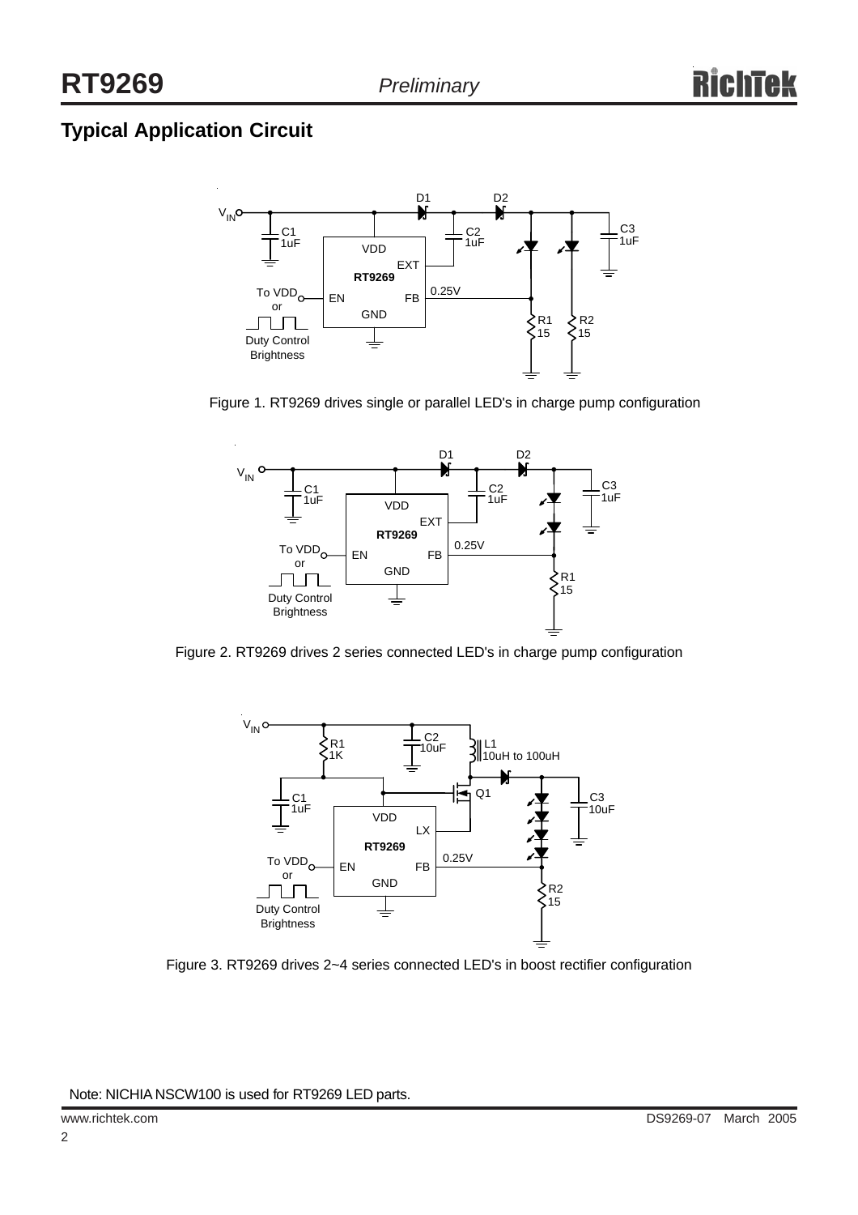## Typical Application Circuit

Figure 1. RT9269 drives single or parallel LED's in charge pump configuration

Figure 2. RT9269 drives 2 series connected LED's in charge pump configuration

Figure 3. RT9269 drives 2~4 series connected LED's in boost rectifier configuration

Note: NICHIA NSCW100 is used for RT9269 LED parts.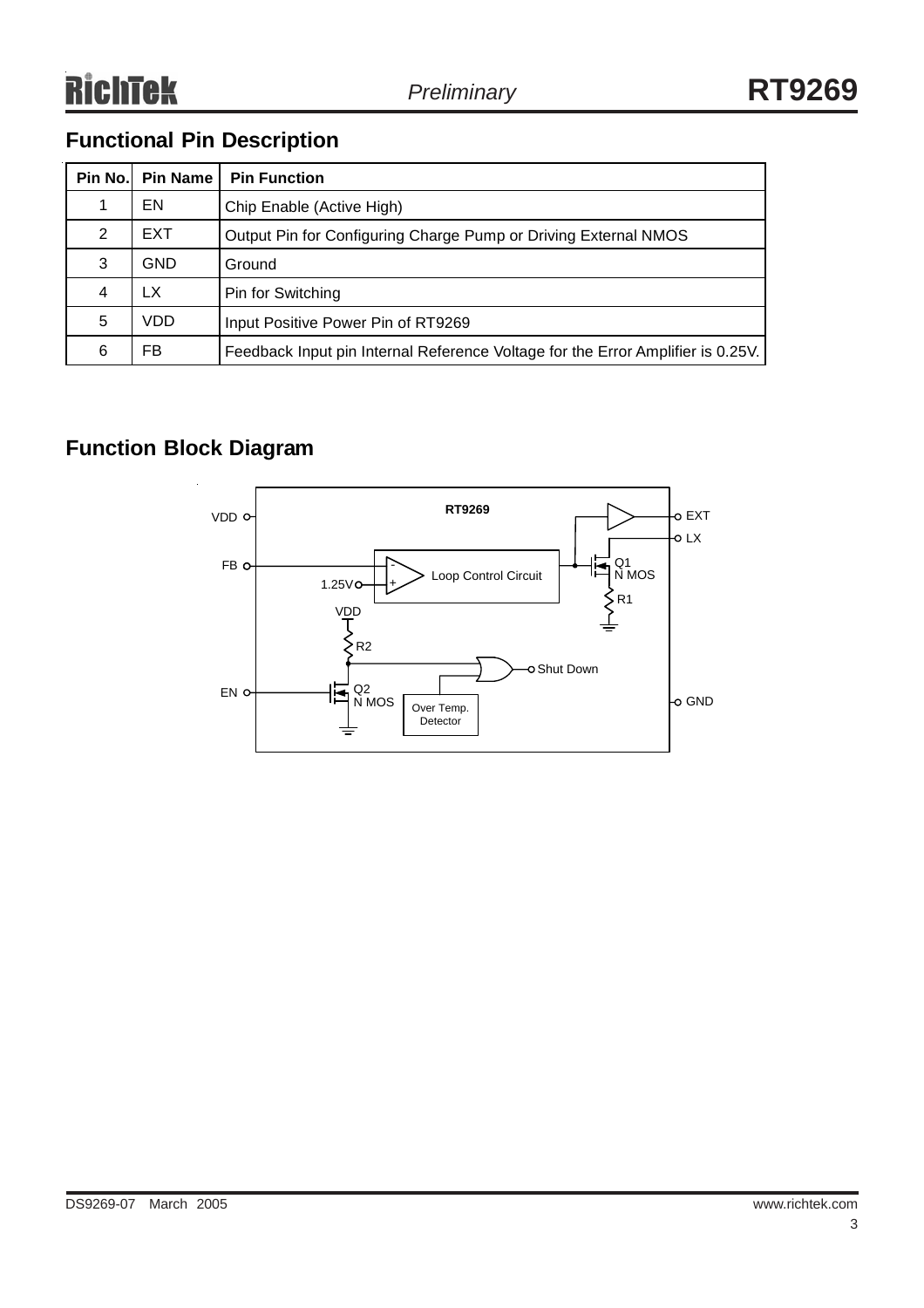## Functional Pin Description

| Pin No. | Pin Name | Pin Function |
|---|---|---|
| 1 | EN | Chip Enable (Active High) |
| 2 | EXT | Output Pin for Configuring Charge Pump or Driving External NMOS |
| 3 | GND | Ground |
| 4 | LX | Pin for Switching |
| 5 | VDD | Input Positive Power Pin of RT9269 |
| 6 | FB | Feedback Input pin Internal Reference Voltage for the Error Amplifier is 0.25V. |

## Function Block Diagram

RT9269

VDD

FB

1.25V

Loop Control Circuit

EXT

LX

Q1
N MOS

R1

VDD

R2

Shut Down

EN

Q2
N MOS

Over Temp. Detector

GND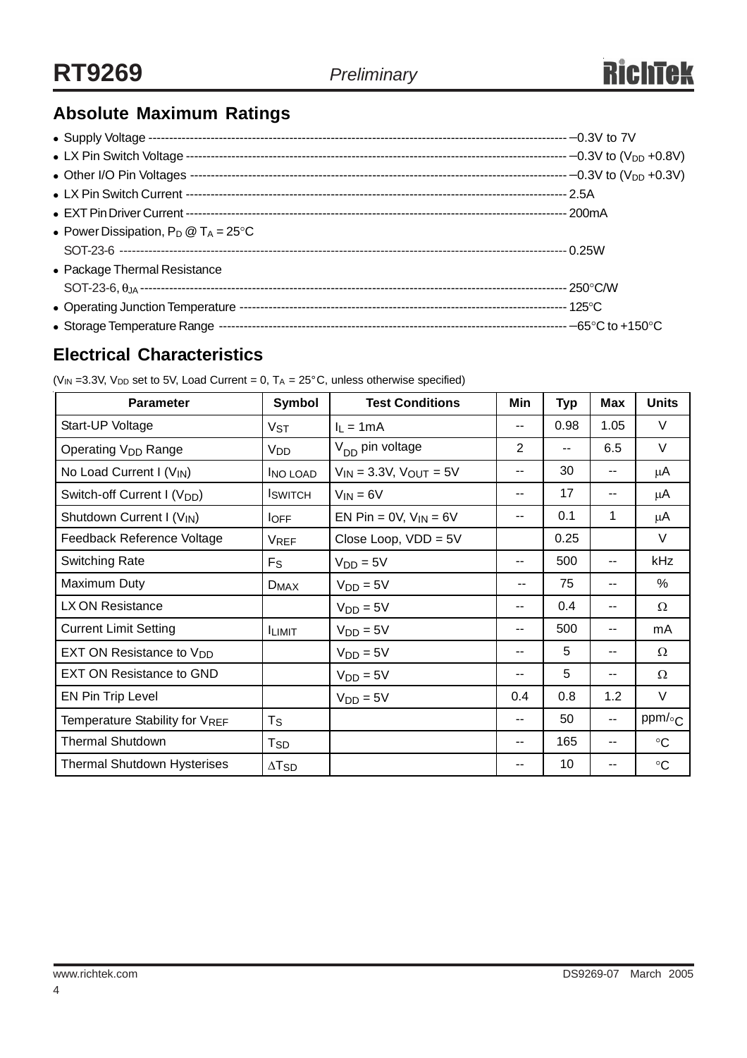## Absolute Maximum Ratings

- Supply Voltage ---------------------------------------------------------------------------------------------------- −0.3V to 7V
- LX Pin Switch Voltage ------------------------------------------------------------------------------------------- −0.3V to ($V_{DD}$ +0.8V)
- Other I/O Pin Voltages ------------------------------------------------------------------------------------------- −0.3V to ($V_{DD}$ +0.3V)
- LX Pin Switch Current -------------------------------------------------------------------------------------------- 2.5A
- EXT Pin Driver Current ------------------------------------------------------------------------------------------- 200mA
- Power Dissipation, $P_D$ @ $T_A$ = 25°C
  SOT-23-6 ----------------------------------------------------------------------------------------------------------- 0.25W
- Package Thermal Resistance
  SOT-23-6, $\theta_{JA}$ ---------------------------------------------------------------------------------------------------- 250°C/W
- Operating Junction Temperature ---------------------------------------------------------------------------------- 125°C
- Storage Temperature Range -------------------------------------------------------------------------------------- −65°C to +150°C

## Electrical Characteristics

($V_{IN}$ =3.3V, $V_{DD}$ set to 5V, Load Current = 0, $T_A$ = 25°C, unless otherwise specified)

| Parameter | Symbol | Test Conditions | Min | Typ | Max | Units |
|---|---|---|---|---|---|---|
| Start-UP Voltage | $V_{ST}$ | $I_L$ = 1mA | -- | 0.98 | 1.05 | V |
| Operating $V_{DD}$ Range | $V_{DD}$ | $V_{DD}$ pin voltage | 2 | -- | 6.5 | V |
| No Load Current I ($V_{IN}$) | $I_{NO\ LOAD}$ | $V_{IN}$ = 3.3V, $V_{OUT}$ = 5V | -- | 30 | -- | μA |
| Switch-off Current I ($V_{DD}$) | $I_{SWITCH}$ | $V_{IN}$ = 6V | -- | 17 | -- | μA |
| Shutdown Current I ($V_{IN}$) | $I_{OFF}$ | EN Pin = 0V, $V_{IN}$ = 6V | -- | 0.1 | 1 | μA |
| Feedback Reference Voltage | $V_{REF}$ | Close Loop, VDD = 5V | | 0.25 | | V |
| Switching Rate | $F_S$ | $V_{DD}$ = 5V | -- | 500 | -- | kHz |
| Maximum Duty | $D_{MAX}$ | $V_{DD}$ = 5V | -- | 75 | -- | % |
| LX ON Resistance | | $V_{DD}$ = 5V | -- | 0.4 | -- | Ω |
| Current Limit Setting | $I_{LIMIT}$ | $V_{DD}$ = 5V | -- | 500 | -- | mA |
| EXT ON Resistance to $V_{DD}$ | | $V_{DD}$ = 5V | -- | 5 | -- | Ω |
| EXT ON Resistance to GND | | $V_{DD}$ = 5V | -- | 5 | -- | Ω |
| EN Pin Trip Level | | $V_{DD}$ = 5V | 0.4 | 0.8 | 1.2 | V |
| Temperature Stability for $V_{REF}$ | $T_S$ | | -- | 50 | -- | ppm/°C |
| Thermal Shutdown | $T_{SD}$ | | -- | 165 | -- | °C |
| Thermal Shutdown Hysterises | $\Delta T_{SD}$ | | -- | 10 | -- | °C |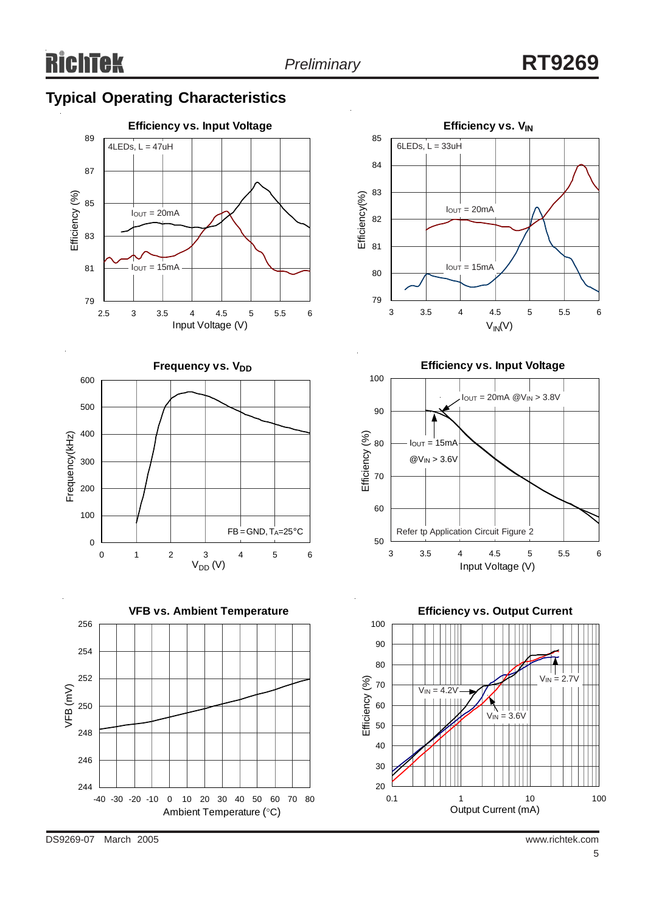## Typical Operating Characteristics

**Efficiency vs. Input Voltage**

4LEDs, L = 47uH

$I_{OUT}$ = 20mA

$I_{OUT}$ = 15mA

Efficiency (%) vs. Input Voltage (V)

**Efficiency vs. $V_{IN}$**

6LEDs, L = 33uH

$I_{OUT}$ = 20mA

$I_{OUT}$ = 15mA

Efficiency(%) vs. $V_{IN}$(V)

**Frequency vs. $V_{DD}$**

FB = GND, $T_A$=25°C

Frequency(kHz) vs. $V_{DD}$ (V)

**Efficiency vs. Input Voltage**

$I_{OUT}$ = 20mA @$V_{IN}$ > 3.8V

$I_{OUT}$ = 15mA @$V_{IN}$ > 3.6V

Refer tp Application Circuit Figure 2

Efficiency (%) vs. Input Voltage (V)

**VFB vs. Ambient Temperature**

VFB (mV) vs. Ambient Temperature (°C)

**Efficiency vs. Output Current**

$V_{IN}$ = 4.2V

$V_{IN}$ = 3.6V

$V_{IN}$ = 2.7V

Efficiency (%) vs. Output Current (mA)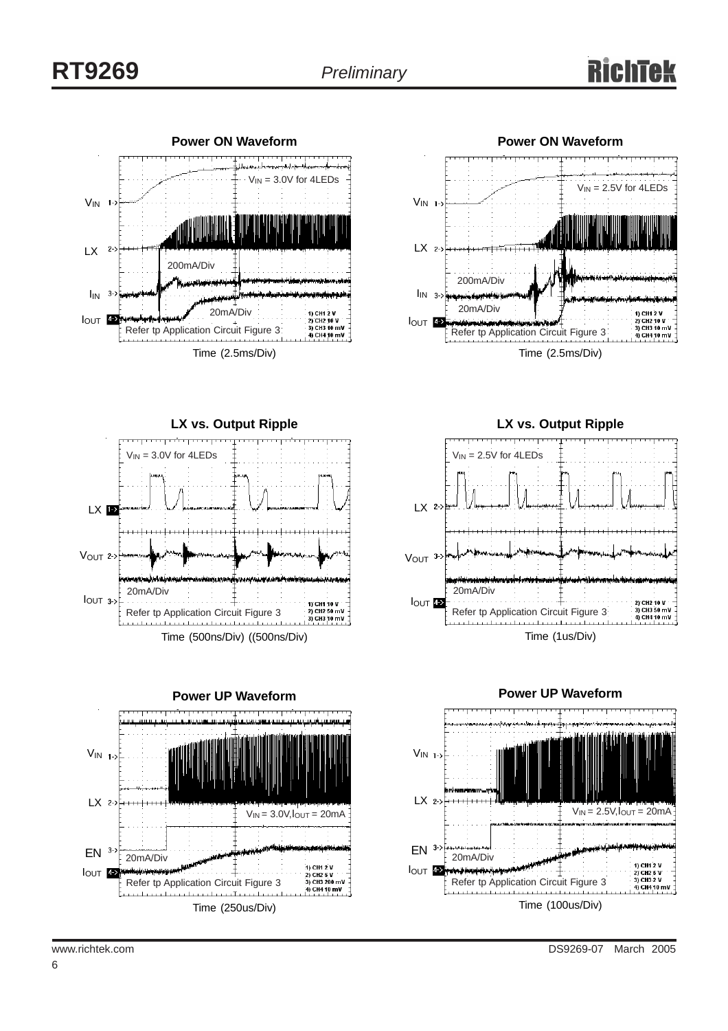**Power ON Waveform**

$V_{IN}$ = 3.0V for 4LEDs

$V_{IN}$

LX

200mA/Div

$I_{IN}$

20mA/Div

$I_{OUT}$

1) CH1 2 V
2) CH2 10 V
3) CH3 10 mV
4) CH4 10 mV

Refer tp Application Circuit Figure 3

Time (2.5ms/Div)

**Power ON Waveform**

$V_{IN}$ = 2.5V for 4LEDs

$V_{IN}$

LX

200mA/Div

$I_{IN}$

20mA/Div

$I_{OUT}$

1) CH1 2 V
2) CH2 10 V
3) CH3 10 mV
4) CH4 10 mV

Refer tp Application Circuit Figure 3

Time (2.5ms/Div)

**LX vs. Output Ripple**

$V_{IN}$ = 3.0V for 4LEDs

LX

$V_{OUT}$

20mA/Div

$I_{OUT}$

1) CH1 10 V
2) CH2 50 mV
3) CH3 10 mV

Refer tp Application Circuit Figure 3

Time (500ns/Div) ((500ns/Div)

**LX vs. Output Ripple**

$V_{IN}$ = 2.5V for 4LEDs

LX

$V_{OUT}$

20mA/Div

$I_{OUT}$

2) CH2 10 V
3) CH3 50 mV
4) CH4 10 mV

Refer tp Application Circuit Figure 3

Time (1us/Div)

**Power UP Waveform**

$V_{IN}$

LX

$V_{IN}$ = 3.0V, $I_{OUT}$ = 20mA

EN

20mA/Div

$I_{OUT}$

1) CH1 2 V
2) CH2 5 V
3) CH3 200 mV
4) CH4 10 mV

Refer tp Application Circuit Figure 3

Time (250us/Div)

**Power UP Waveform**

$V_{IN}$

LX

$V_{IN}$ = 2.5V, $I_{OUT}$ = 20mA

EN

20mA/Div

$I_{OUT}$

1) CH1 2 V
2) CH2 5 V
3) CH3 2 V
4) CH4 10 mV

Refer tp Application Circuit Figure 3

Time (100us/Div)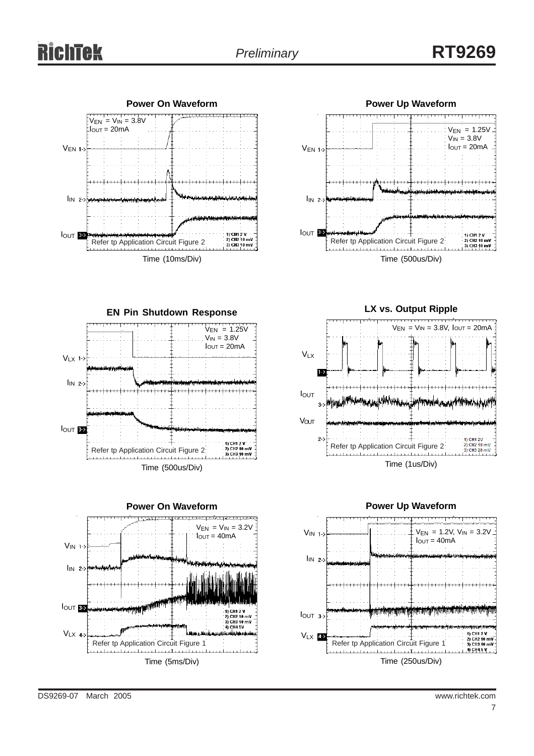**Power On Waveform**

$V_{EN} = V_{IN} = 3.8V$
$I_{OUT} = 20mA$

$V_{EN}$ 1->

$I_{IN}$ 2->

$I_{OUT}$ 3->

1) CH1 2 V
2) CH2 10 mV
3) CH3 10 mV

Refer tp Application Circuit Figure 2

Time (10ms/Div)

**Power Up Waveform**

$V_{EN} = 1.25V$
$V_{IN} = 3.8V$
$I_{OUT} = 20mA$

$V_{EN}$ 1->

$I_{IN}$ 2->

$I_{OUT}$ 3->

1) CH1 2 V
2) CH2 10 mV
3) CH3 10 mV

Refer tp Application Circuit Figure 2

Time (500us/Div)

**EN Pin Shutdown Response**

$V_{EN} = 1.25V$
$V_{IN} = 3.8V$
$I_{OUT} = 20mA$

$V_{LX}$ 1->

$I_{IN}$ 2->

$I_{OUT}$ 3->

1) CH1 2 V
2) CH2 10 mV
3) CH3 10 mV

Refer tp Application Circuit Figure 2

Time (500us/Div)

**LX vs. Output Ripple**

$V_{EN} = V_{IN} = 3.8V$, $I_{OUT} = 20mA$

$V_{LX}$ 1->

$I_{OUT}$ 3->

$V_{OUT}$ 2->

1) CH1 2V
2) CH2 10 mV
3) CH3 20 mV

Refer tp Application Circuit Figure 2

Time (1us/Div)

**Power On Waveform**

$V_{EN} = V_{IN} = 3.2V$
$I_{OUT} = 40mA$

$V_{IN}$ 1->

$I_{IN}$ 2->

$I_{OUT}$ 3->

$V_{LX}$ 4->

1) CH1 2 V
2) CH2 10 mV
3) CH3 10 mV
4) CH4 5V

Refer tp Application Circuit Figure 1

Time (5ms/Div)

**Power Up Waveform**

$V_{EN} = 1.2V$, $V_{IN} = 3.2V$
$I_{OUT} = 40mA$

$V_{IN}$ 1->

$I_{IN}$ 2->

$I_{OUT}$ 3->

$V_{LX}$ 4->

1) CH1 2 V
2) CH2 10 mV
3) CH3 10 mV
4) CH4 5 V

Refer tp Application Circuit Figure 1

Time (250us/Div)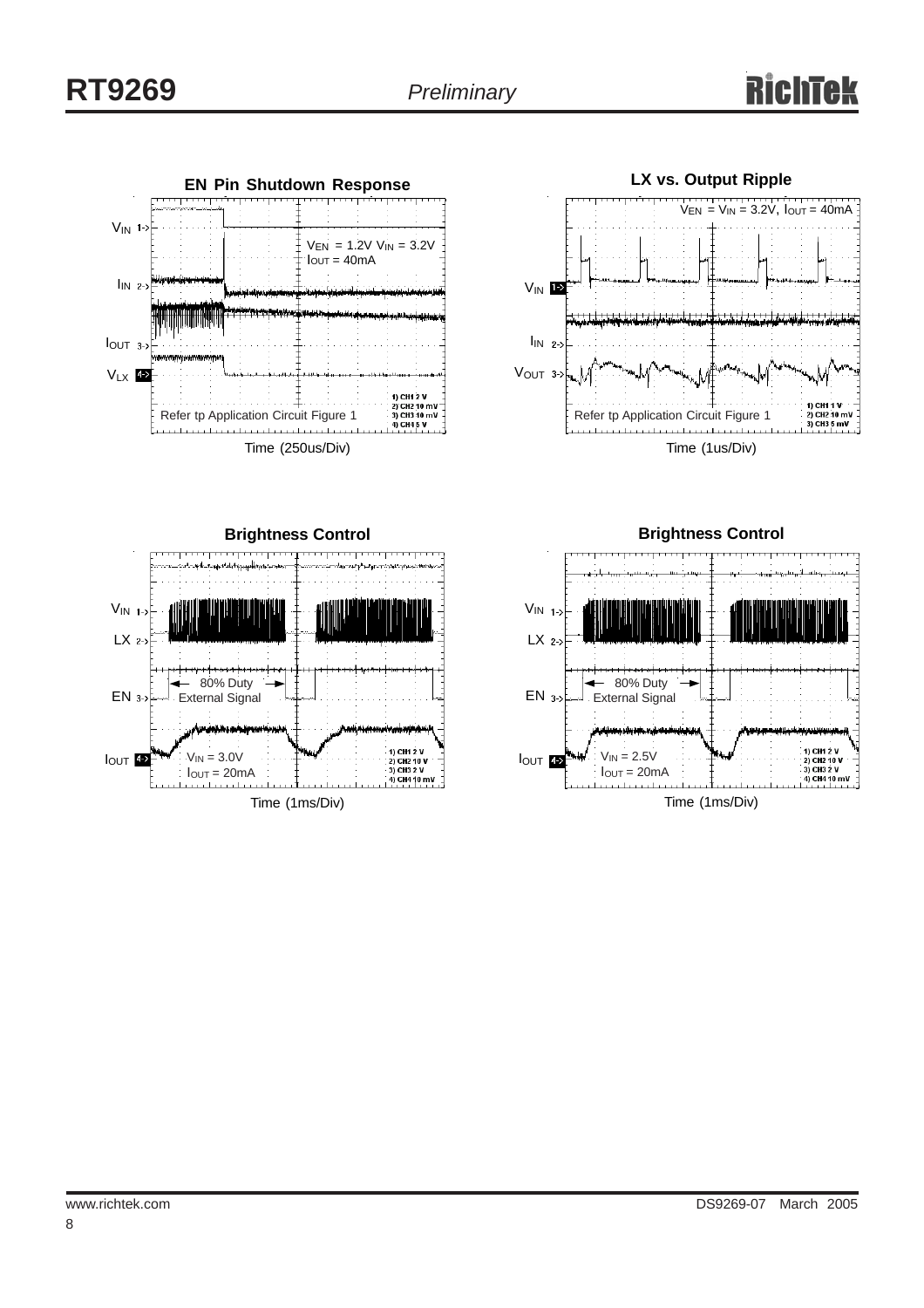**EN Pin Shutdown Response**

$V_{IN}$ 1->

$I_{IN}$ 2->

$I_{OUT}$ 3->

$V_{LX}$ 4->

$V_{EN}$ = 1.2V $V_{IN}$ = 3.2V
$I_{OUT}$ = 40mA

Refer tp Application Circuit Figure 1

1) CH1 2 V
2) CH2 10 mV
3) CH3 10 mV
4) CH4 5 V

Time (250us/Div)

**LX vs. Output Ripple**

$V_{EN}$ = $V_{IN}$ = 3.2V, $I_{OUT}$ = 40mA

$V_{IN}$ 1->

$I_{IN}$ 2->

$V_{OUT}$ 3->

Refer tp Application Circuit Figure 1

1) CH1 1 V
2) CH2 10 mV
3) CH3 5 mV

Time (1us/Div)

**Brightness Control**

$V_{IN}$ 1->

LX 2->

EN 3->

$I_{OUT}$ 4->

80% Duty
External Signal

$V_{IN}$ = 3.0V
$I_{OUT}$ = 20mA

1) CH1 2 V
2) CH2 10 V
3) CH3 2 V
4) CH4 10 mV

Time (1ms/Div)

**Brightness Control**

$V_{IN}$ 1->

LX 2->

EN 3->

$I_{OUT}$ 4->

80% Duty
External Signal

$V_{IN}$ = 2.5V
$I_{OUT}$ = 20mA

1) CH1 2 V
2) CH2 10 V
3) CH3 2 V
4) CH4 10 mV

Time (1ms/Div)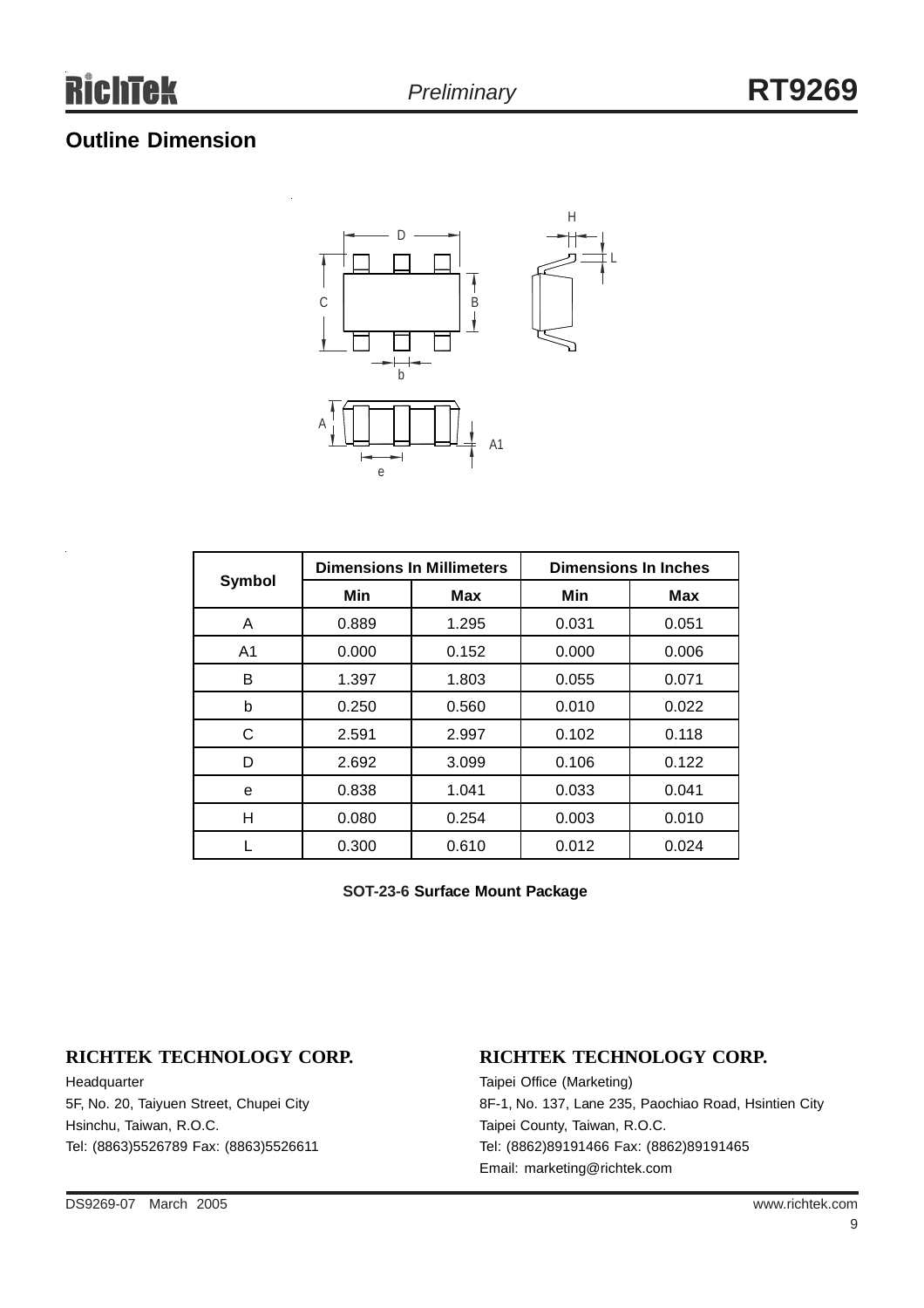## Outline Dimension

D
H
L
C
B
b
A
A1
e

| Symbol | Dimensions In Millimeters | | Dimensions In Inches | |
|---|---|---|---|---|
| | Min | Max | Min | Max |
| A | 0.889 | 1.295 | 0.031 | 0.051 |
| A1 | 0.000 | 0.152 | 0.000 | 0.006 |
| B | 1.397 | 1.803 | 0.055 | 0.071 |
| b | 0.250 | 0.560 | 0.010 | 0.022 |
| C | 2.591 | 2.997 | 0.102 | 0.118 |
| D | 2.692 | 3.099 | 0.106 | 0.122 |
| e | 0.838 | 1.041 | 0.033 | 0.041 |
| H | 0.080 | 0.254 | 0.003 | 0.010 |
| L | 0.300 | 0.610 | 0.012 | 0.024 |

**SOT-23-6 Surface Mount Package**

**RICHTEK TECHNOLOGY CORP.**

Headquarter
5F, No. 20, Taiyuen Street, Chupei City
Hsinchu, Taiwan, R.O.C.
Tel: (8863)5526789 Fax: (8863)5526611

**RICHTEK TECHNOLOGY CORP.**

Taipei Office (Marketing)
8F-1, No. 137, Lane 235, Paochiao Road, Hsintien City
Taipei County, Taiwan, R.O.C.
Tel: (8862)89191466 Fax: (8862)89191465
Email: marketing@richtek.com